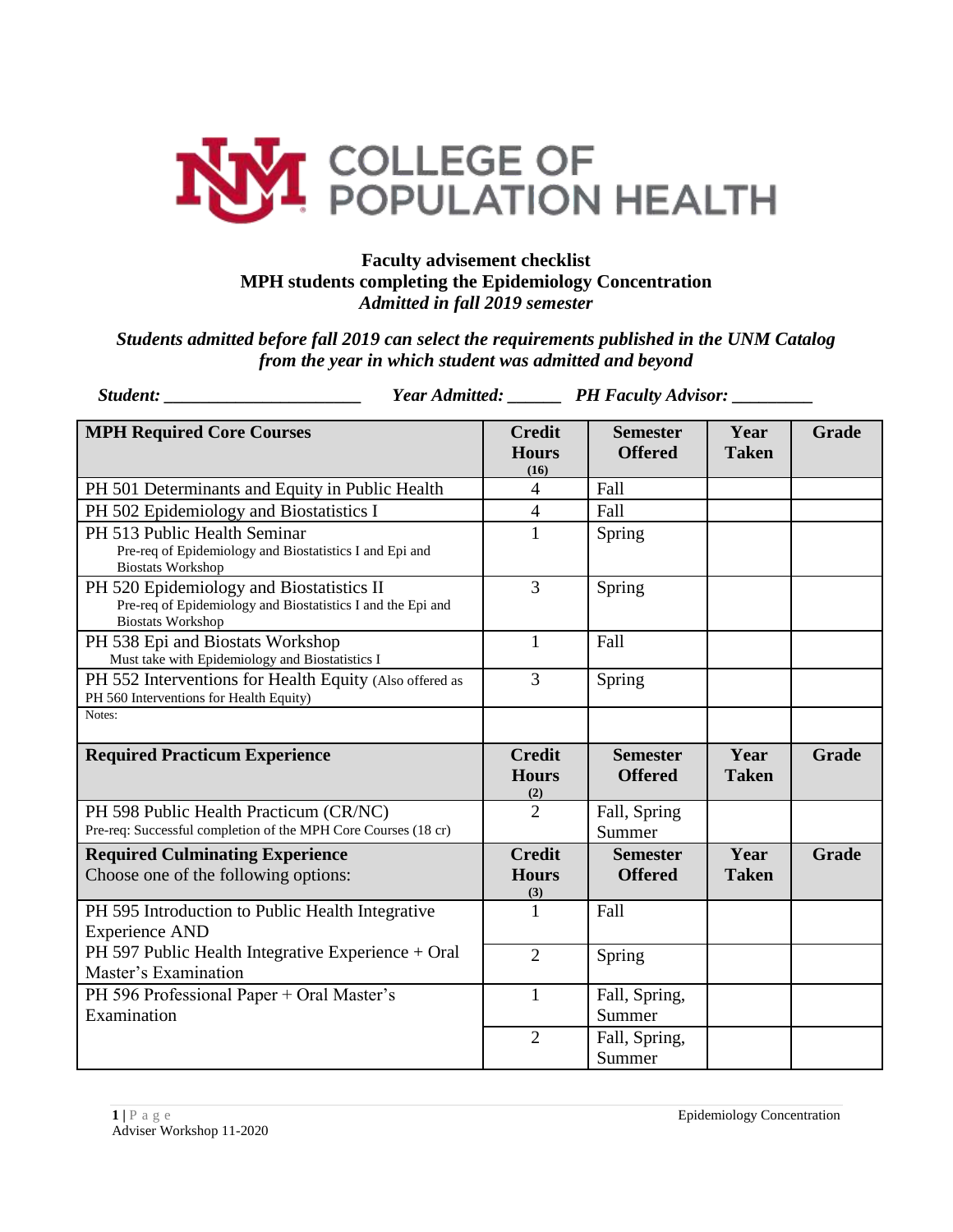**COLLEGE OF POPULATION HEALTH**

**Faculty advisement checklist**
**MPH students completing the Epidemiology Concentration**
***Admitted in fall 2019 semester***

***Students admitted before fall 2019 can select the requirements published in the UNM Catalog from the year in which student was admitted and beyond***

***Student:*** ______________________ ***Year Admitted:*** ______ ***PH Faculty Advisor:*** _________

| MPH Required Core Courses | Credit Hours (16) | Semester Offered | Year Taken | Grade |
|---|---|---|---|---|
| PH 501 Determinants and Equity in Public Health | 4 | Fall | | |
| PH 502 Epidemiology and Biostatistics I | 4 | Fall | | |
| PH 513 Public Health Seminar<br>Pre-req of Epidemiology and Biostatistics I and Epi and Biostats Workshop | 1 | Spring | | |
| PH 520 Epidemiology and Biostatistics II<br>Pre-req of Epidemiology and Biostatistics I and the Epi and Biostats Workshop | 3 | Spring | | |
| PH 538 Epi and Biostats Workshop<br>Must take with Epidemiology and Biostatistics I | 1 | Fall | | |
| PH 552 Interventions for Health Equity (Also offered as PH 560 Interventions for Health Equity) | 3 | Spring | | |
| Notes: | | | | |
| **Required Practicum Experience** | **Credit Hours (2)** | **Semester Offered** | **Year Taken** | **Grade** |
| PH 598 Public Health Practicum (CR/NC)<br>Pre-req: Successful completion of the MPH Core Courses (18 cr) | 2 | Fall, Spring Summer | | |
| **Required Culminating Experience**<br>Choose one of the following options: | **Credit Hours (3)** | **Semester Offered** | **Year Taken** | **Grade** |
| PH 595 Introduction to Public Health Integrative Experience AND | 1 | Fall | | |
| PH 597 Public Health Integrative Experience + Oral Master's Examination | 2 | Spring | | |
| PH 596 Professional Paper + Oral Master's Examination | 1 | Fall, Spring, Summer | | |
| | 2 | Fall, Spring, Summer | | |

Adviser Workshop 11-2020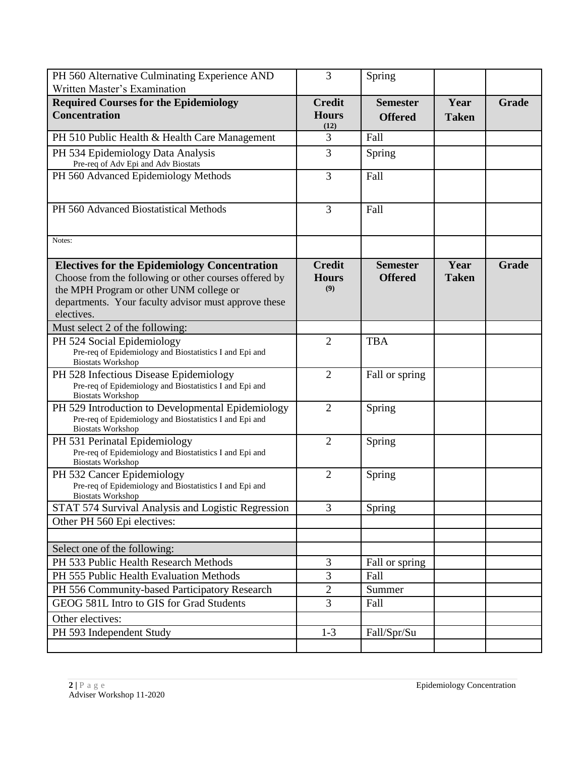| PH 560 Alternative Culminating Experience AND Written Master's Examination | 3 | Spring | | |
|---|---|---|---|---|
| **Required Courses for the Epidemiology Concentration** | **Credit Hours (12)** | **Semester Offered** | **Year Taken** | **Grade** |
| PH 510 Public Health & Health Care Management | 3 | Fall | | |
| PH 534 Epidemiology Data Analysis<br>Pre-req of Adv Epi and Adv Biostats | 3 | Spring | | |
| PH 560 Advanced Epidemiology Methods | 3 | Fall | | |
| PH 560 Advanced Biostatistical Methods | 3 | Fall | | |
| Notes: | | | | |
| **Electives for the Epidemiology Concentration** Choose from the following or other courses offered by the MPH Program or other UNM college or departments. Your faculty advisor must approve these electives. | **Credit Hours (9)** | **Semester Offered** | **Year Taken** | **Grade** |
| Must select 2 of the following: | | | | |
| PH 524 Social Epidemiology<br>Pre-req of Epidemiology and Biostatistics I and Epi and Biostats Workshop | 2 | TBA | | |
| PH 528 Infectious Disease Epidemiology<br>Pre-req of Epidemiology and Biostatistics I and Epi and Biostats Workshop | 2 | Fall or spring | | |
| PH 529 Introduction to Developmental Epidemiology<br>Pre-req of Epidemiology and Biostatistics I and Epi and Biostats Workshop | 2 | Spring | | |
| PH 531 Perinatal Epidemiology<br>Pre-req of Epidemiology and Biostatistics I and Epi and Biostats Workshop | 2 | Spring | | |
| PH 532 Cancer Epidemiology<br>Pre-req of Epidemiology and Biostatistics I and Epi and Biostats Workshop | 2 | Spring | | |
| STAT 574 Survival Analysis and Logistic Regression | 3 | Spring | | |
| Other PH 560 Epi electives: | | | | |
| | | | | |
| Select one of the following: | | | | |
| PH 533 Public Health Research Methods | 3 | Fall or spring | | |
| PH 555 Public Health Evaluation Methods | 3 | Fall | | |
| PH 556 Community-based Participatory Research | 2 | Summer | | |
| GEOG 581L Intro to GIS for Grad Students | 3 | Fall | | |
| Other electives: | | | | |
| PH 593 Independent Study | 1-3 | Fall/Spr/Su | | |
| | | | | |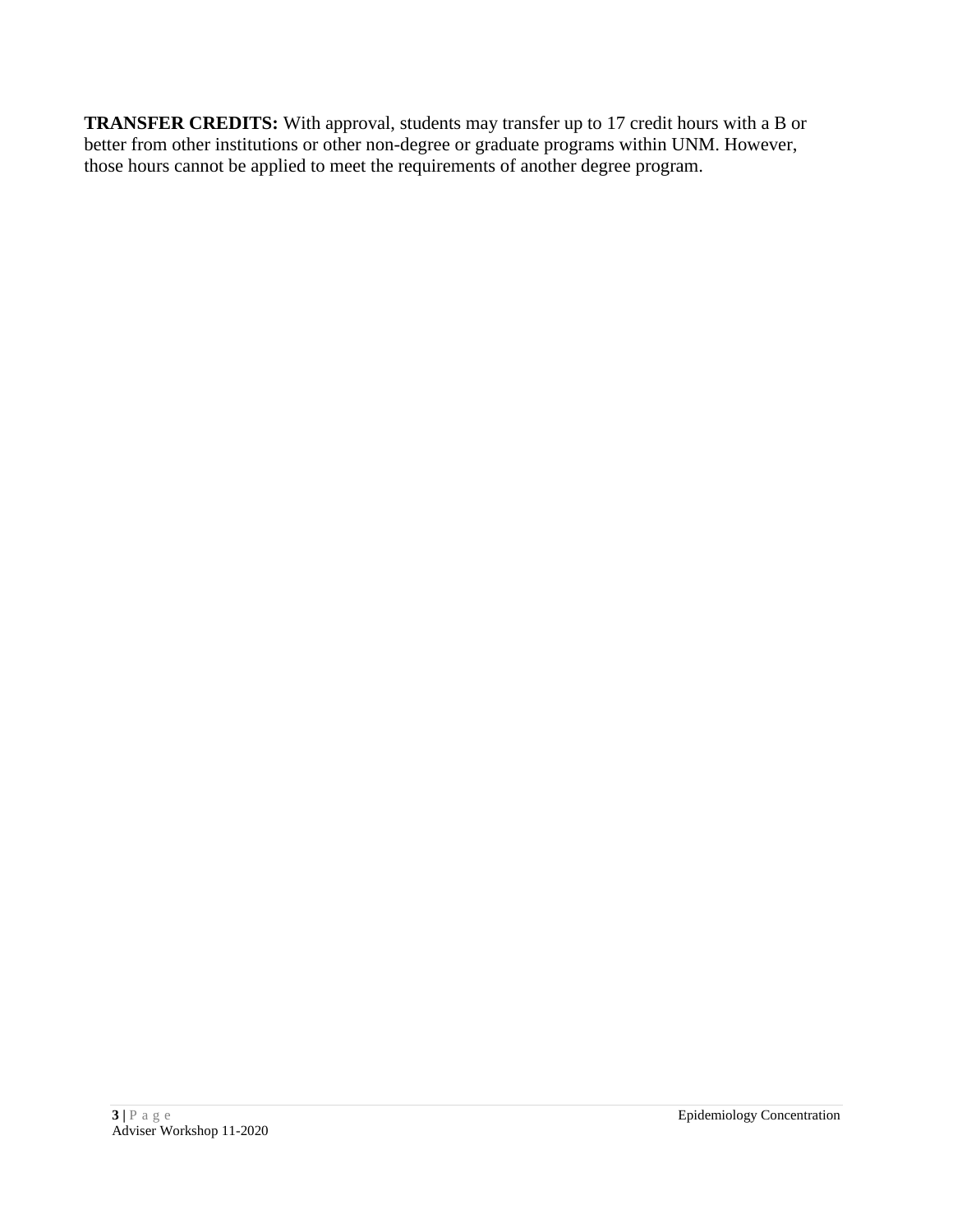**TRANSFER CREDITS:** With approval, students may transfer up to 17 credit hours with a B or better from other institutions or other non-degree or graduate programs within UNM. However, those hours cannot be applied to meet the requirements of another degree program.